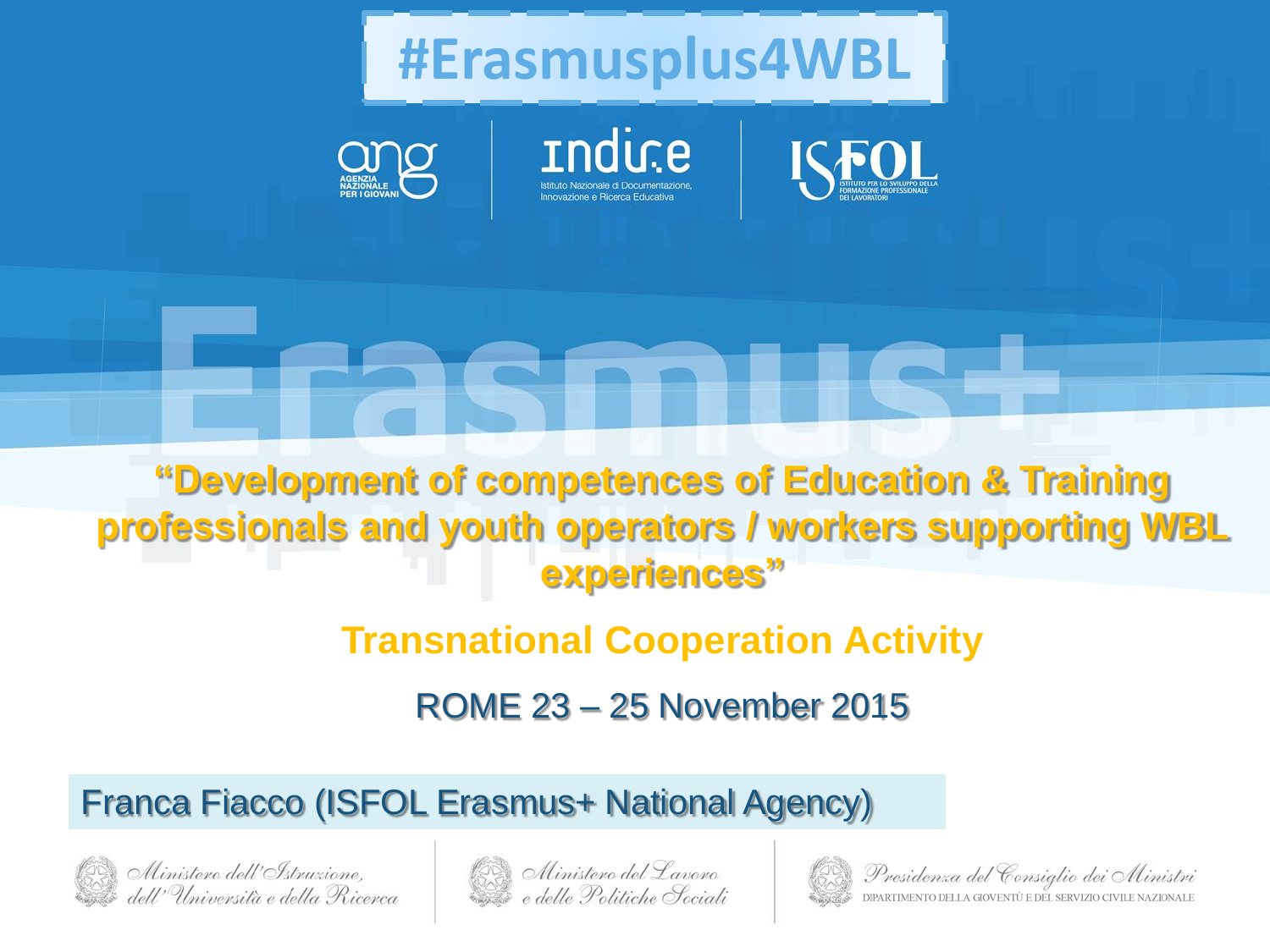# #Erasmusplus4WBL

ang AGENZIA NAZIONALE PER I GIOVANI

indire Istituto Nazionale di Documentazione, Innovazione e Ricerca Educativa

ISFOL ISTITUTO PER LO SVILUPPO DELLA FORMAZIONE PROFESSIONALE DEI LAVORATORI

## "Development of competences of Education & Training professionals and youth operators / workers supporting WBL experiences"

### Transnational Cooperation Activity

ROME 23 – 25 November 2015

Franca Fiacco (ISFOL Erasmus+ National Agency)

*Ministero dell'Istruzione, dell'Università e della Ricerca*

*Ministero del Lavoro e delle Politiche Sociali*

*Presidenza del Consiglio dei Ministri*
DIPARTIMENTO DELLA GIOVENTÙ E DEL SERVIZIO CIVILE NAZIONALE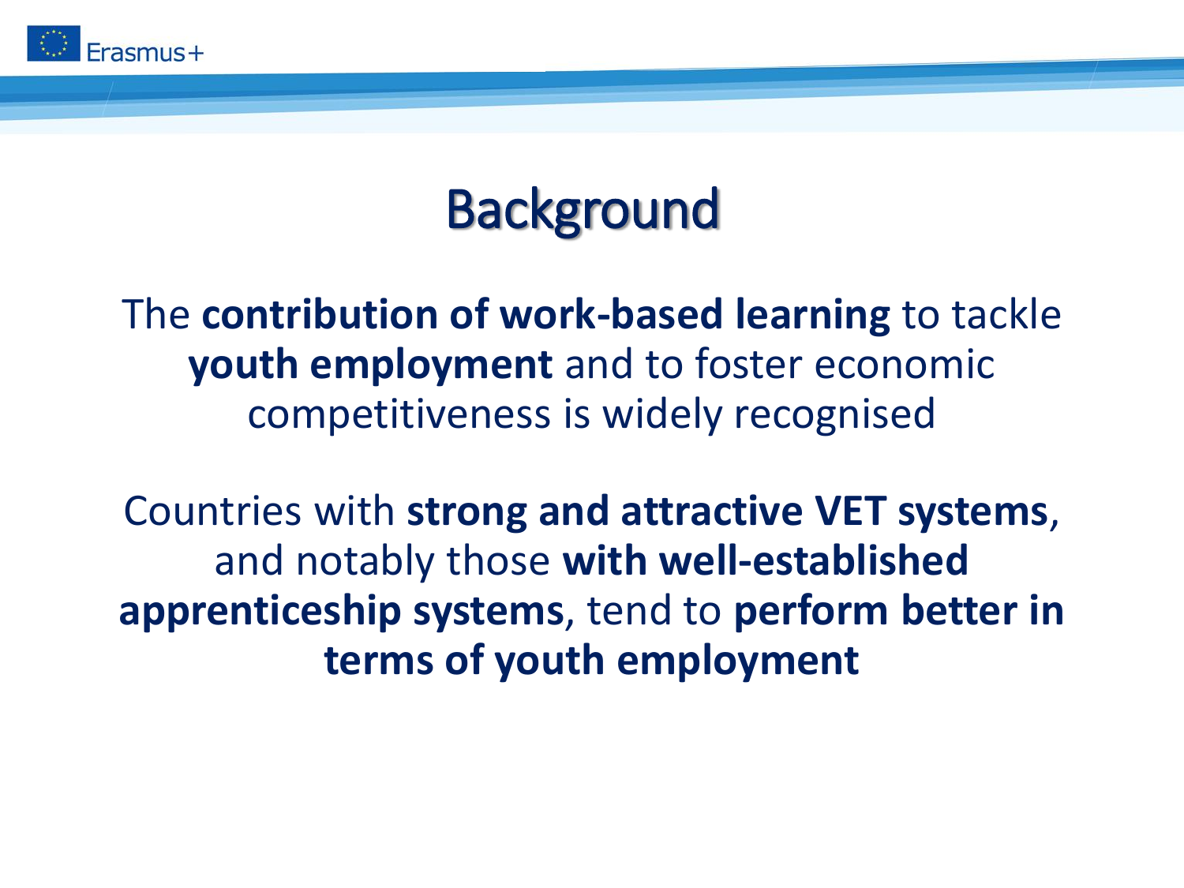# Background

The **contribution of work-based learning** to tackle **youth employment** and to foster economic competitiveness is widely recognised

Countries with **strong and attractive VET systems**, and notably those **with well-established apprenticeship systems**, tend to **perform better in terms of youth employment**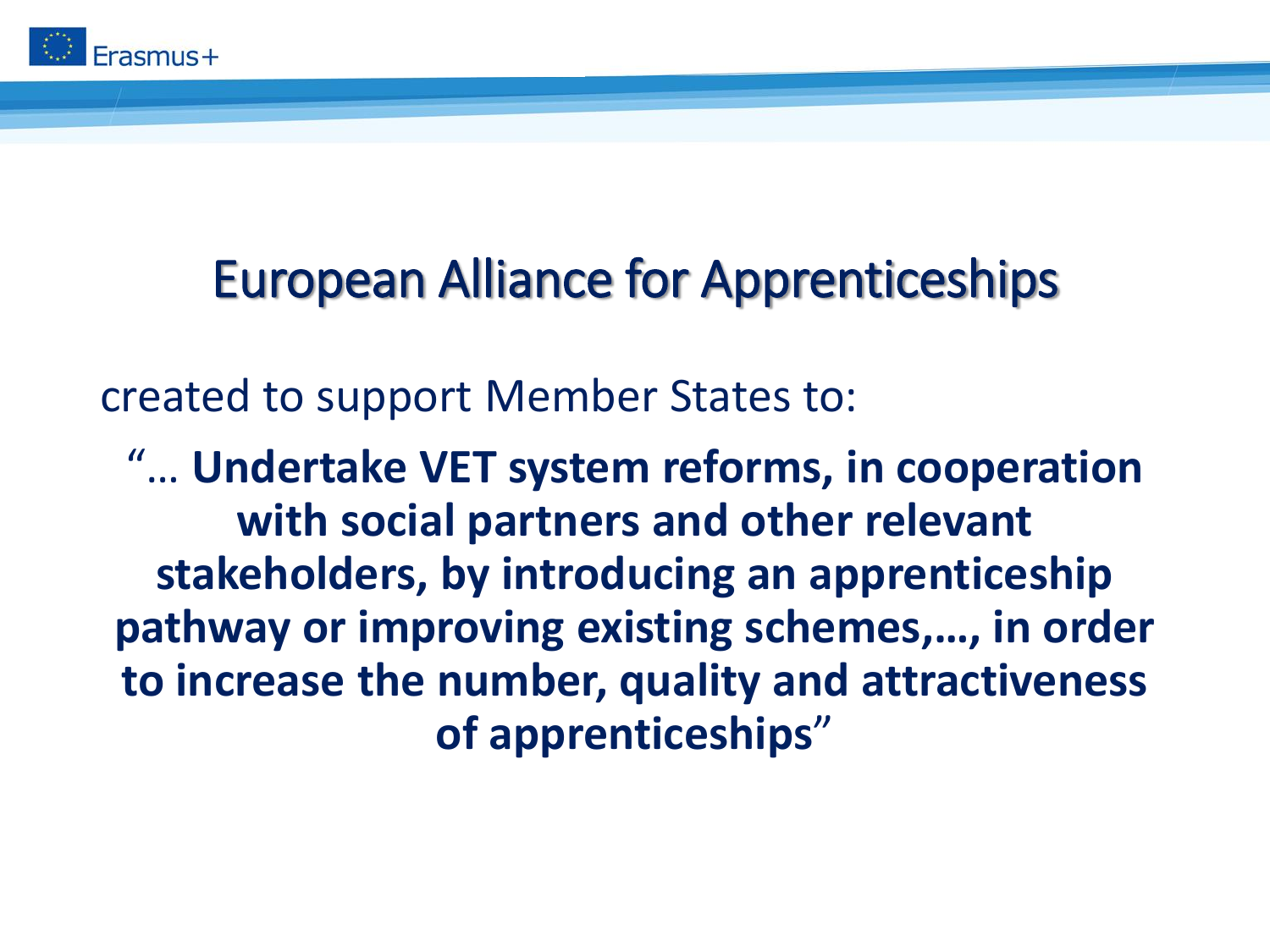# European Alliance for Apprenticeships

created to support Member States to:

"… **Undertake VET system reforms, in cooperation with social partners and other relevant stakeholders, by introducing an apprenticeship pathway or improving existing schemes,…, in order to increase the number, quality and attractiveness of apprenticeships**"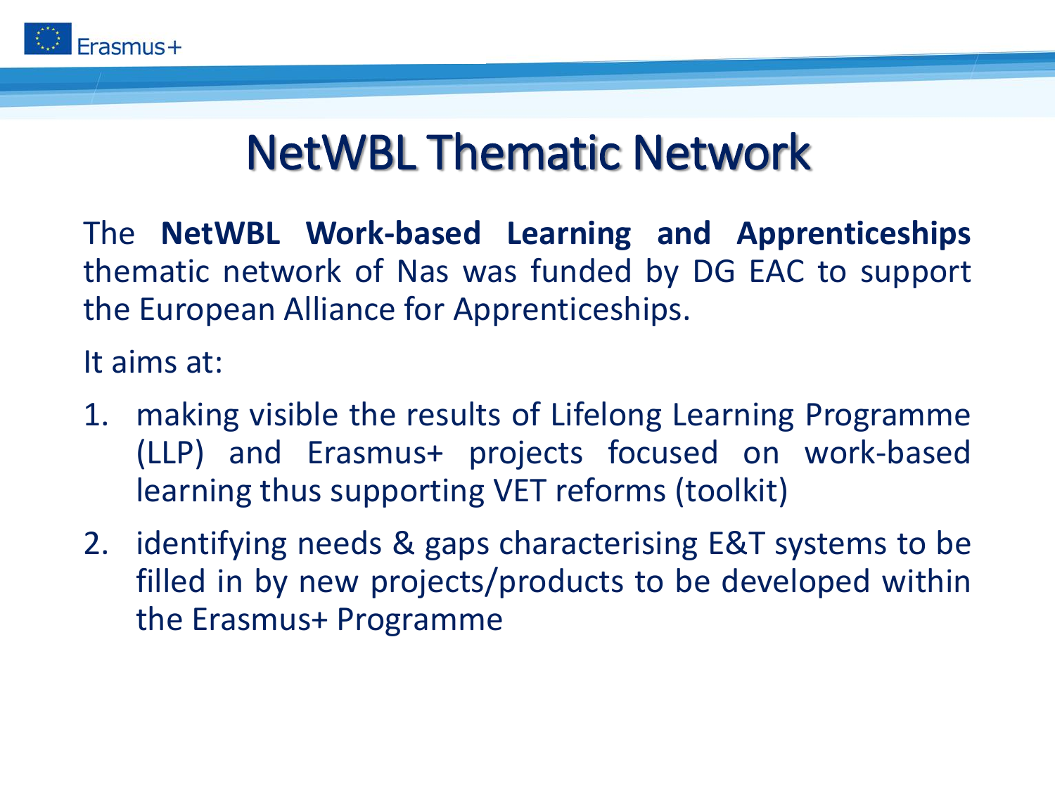# NetWBL Thematic Network

The **NetWBL Work-based Learning and Apprenticeships** thematic network of Nas was funded by DG EAC to support the European Alliance for Apprenticeships.

It aims at:

1. making visible the results of Lifelong Learning Programme (LLP) and Erasmus+ projects focused on work-based learning thus supporting VET reforms (toolkit)
2. identifying needs & gaps characterising E&T systems to be filled in by new projects/products to be developed within the Erasmus+ Programme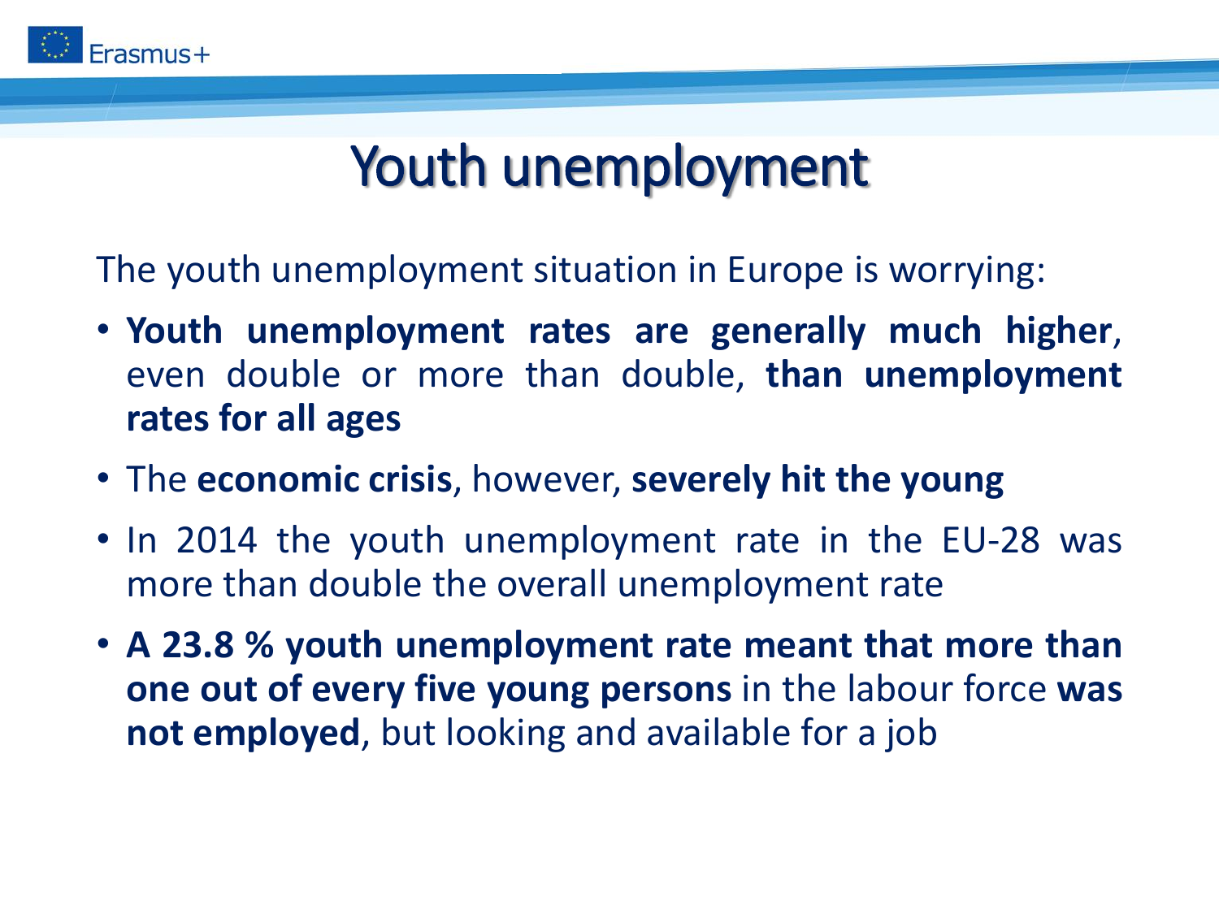# Youth unemployment

The youth unemployment situation in Europe is worrying:

- **Youth unemployment rates are generally much higher**, even double or more than double, **than unemployment rates for all ages**
- The **economic crisis**, however, **severely hit the young**
- In 2014 the youth unemployment rate in the EU-28 was more than double the overall unemployment rate
- **A 23.8 % youth unemployment rate meant that more than one out of every five young persons** in the labour force **was not employed**, but looking and available for a job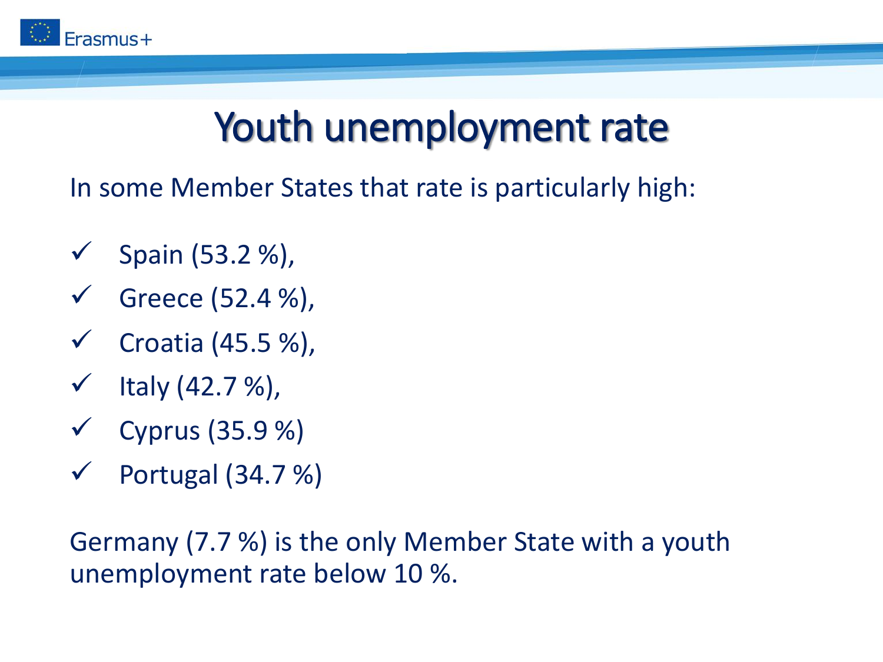# Youth unemployment rate

In some Member States that rate is particularly high:

- ✓ Spain (53.2 %),
- ✓ Greece (52.4 %),
- ✓ Croatia (45.5 %),
- ✓ Italy (42.7 %),
- ✓ Cyprus (35.9 %)
- ✓ Portugal (34.7 %)

Germany (7.7 %) is the only Member State with a youth unemployment rate below 10 %.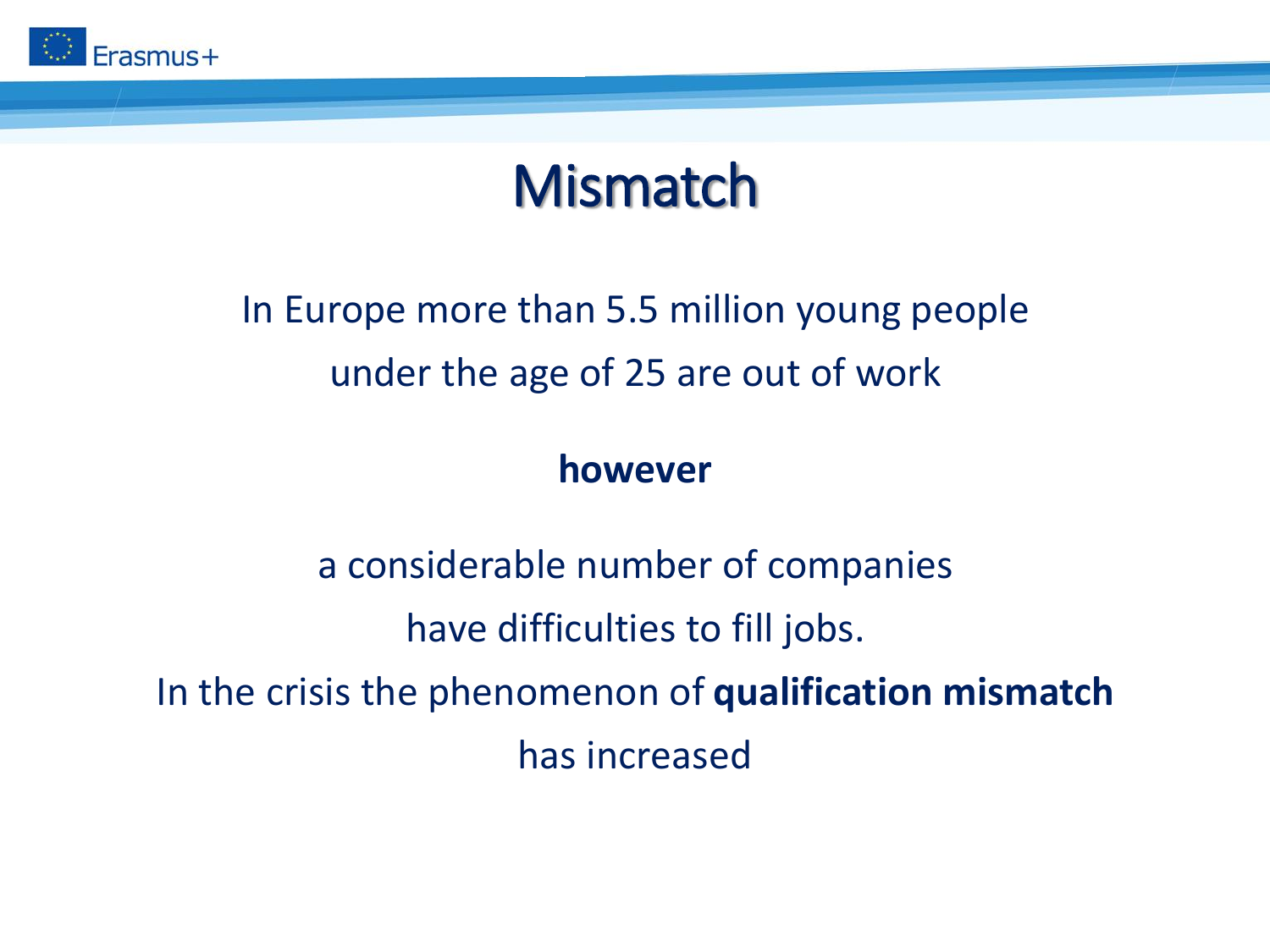# Mismatch

In Europe more than 5.5 million young people under the age of 25 are out of work

**however**

a considerable number of companies have difficulties to fill jobs.

In the crisis the phenomenon of **qualification mismatch** has increased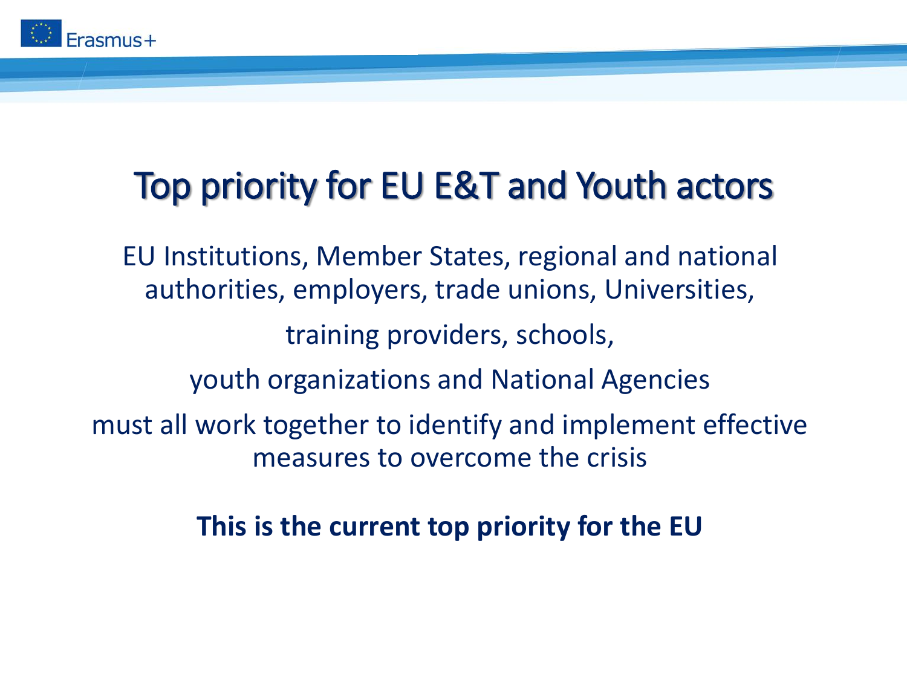# Top priority for EU E&T and Youth actors

EU Institutions, Member States, regional and national authorities, employers, trade unions, Universities,

training providers, schools,

youth organizations and National Agencies

must all work together to identify and implement effective measures to overcome the crisis

**This is the current top priority for the EU**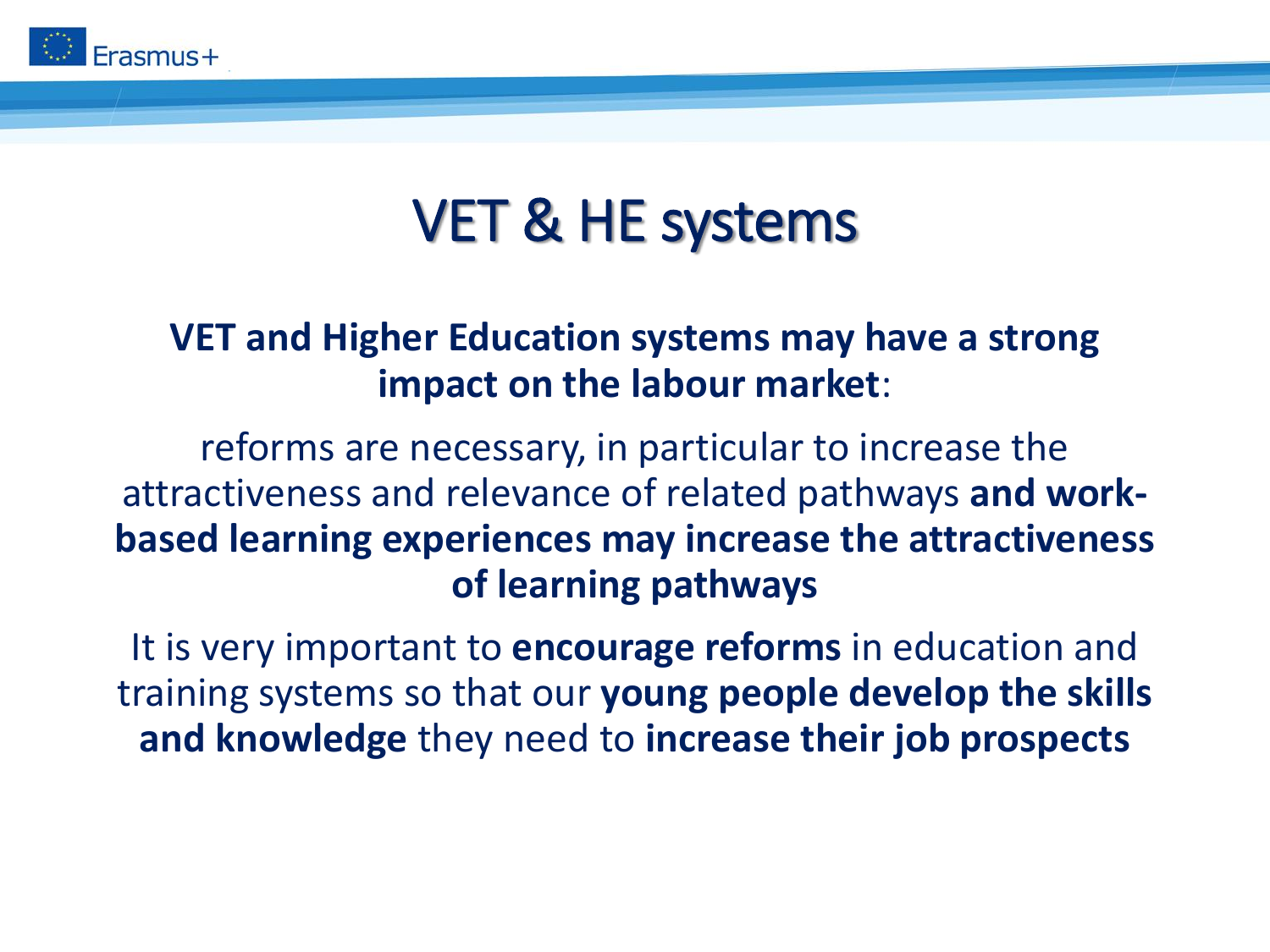# VET & HE systems

**VET and Higher Education systems may have a strong impact on the labour market**:

reforms are necessary, in particular to increase the attractiveness and relevance of related pathways **and work-based learning experiences may increase the attractiveness of learning pathways**

It is very important to **encourage reforms** in education and training systems so that our **young people develop the skills and knowledge** they need to **increase their job prospects**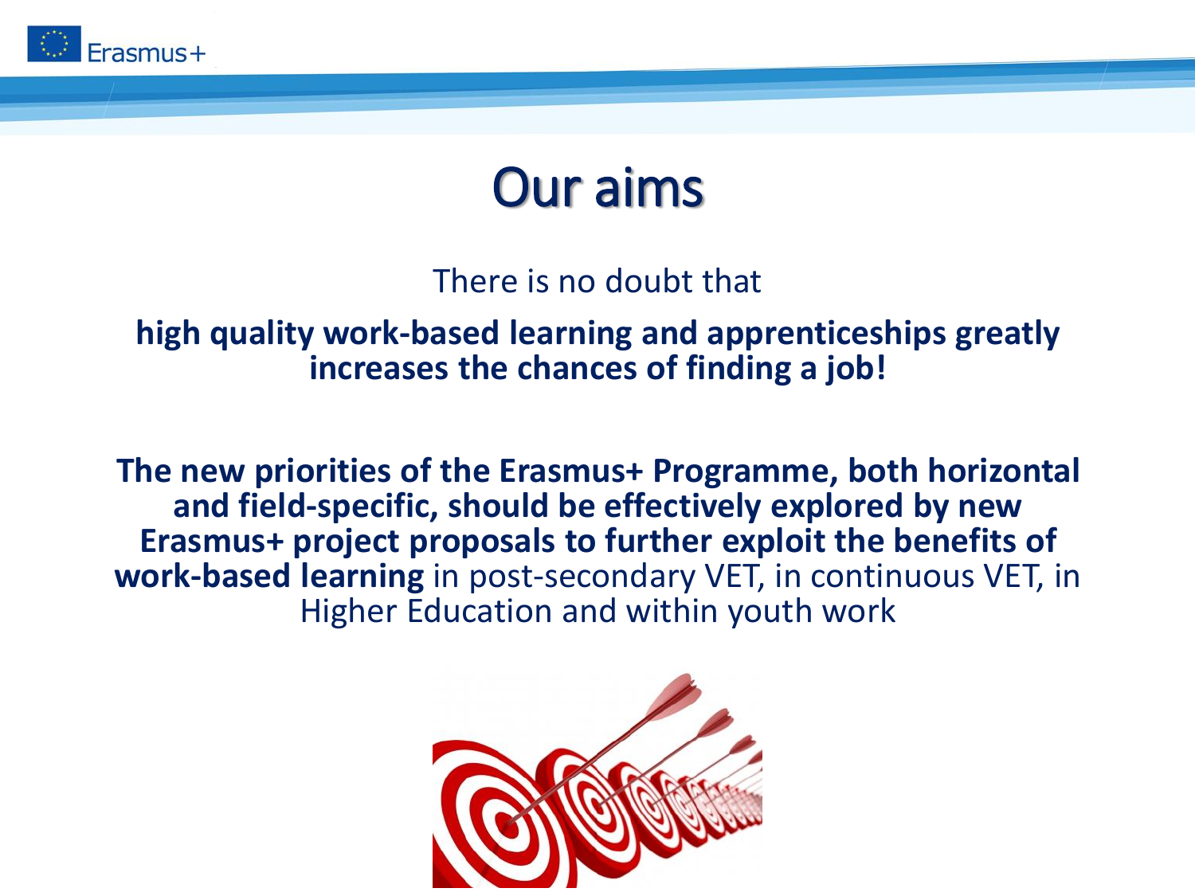# Our aims

There is no doubt that

**high quality work-based learning and apprenticeships greatly increases the chances of finding a job!**

**The new priorities of the Erasmus+ Programme, both horizontal and field-specific, should be effectively explored by new Erasmus+ project proposals to further exploit the benefits of work-based learning** in post-secondary VET, in continuous VET, in Higher Education and within youth work